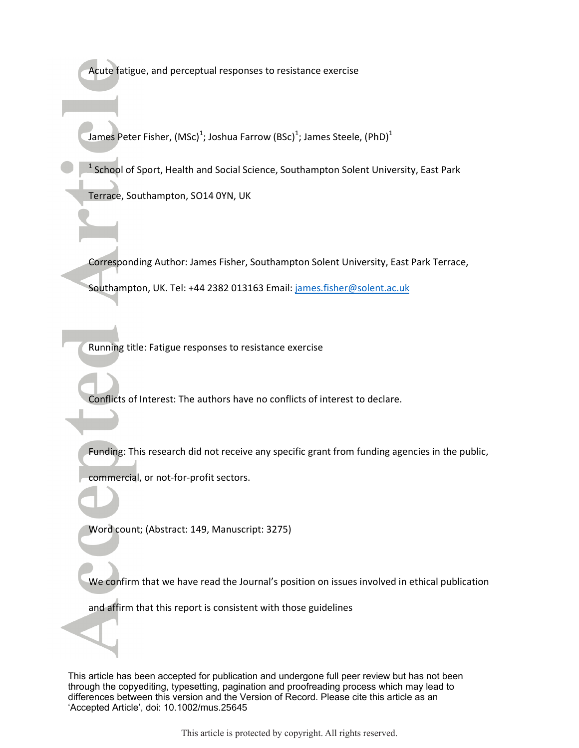# Acute fatigue, and perceptual responses to resistance exercise

James Peter Fisher, (MSc)[1]; Joshua Farrow (BSc)[1]; James Steele, (PhD)[1]

[1] School of Sport, Health and Social Science, Southampton Solent University, East Park Terrace, Southampton, SO14 0YN, UK

Corresponding Author: James Fisher, Southampton Solent University, East Park Terrace, Southampton, UK. Tel: +44 2382 013163 Email: james.fisher@solent.ac.uk

Running title: Fatigue responses to resistance exercise

Conflicts of Interest: The authors have no conflicts of interest to declare.

Funding: This research did not receive any specific grant from funding agencies in the public, commercial, or not-for-profit sectors.

Word count; (Abstract: 149, Manuscript: 3275)

We confirm that we have read the Journal's position on issues involved in ethical publication and affirm that this report is consistent with those guidelines

This article has been accepted for publication and undergone full peer review but has not been through the copyediting, typesetting, pagination and proofreading process which may lead to differences between this version and the Version of Record. Please cite this article as an 'Accepted Article', doi: 10.1002/mus.25645

This article is protected by copyright. All rights reserved.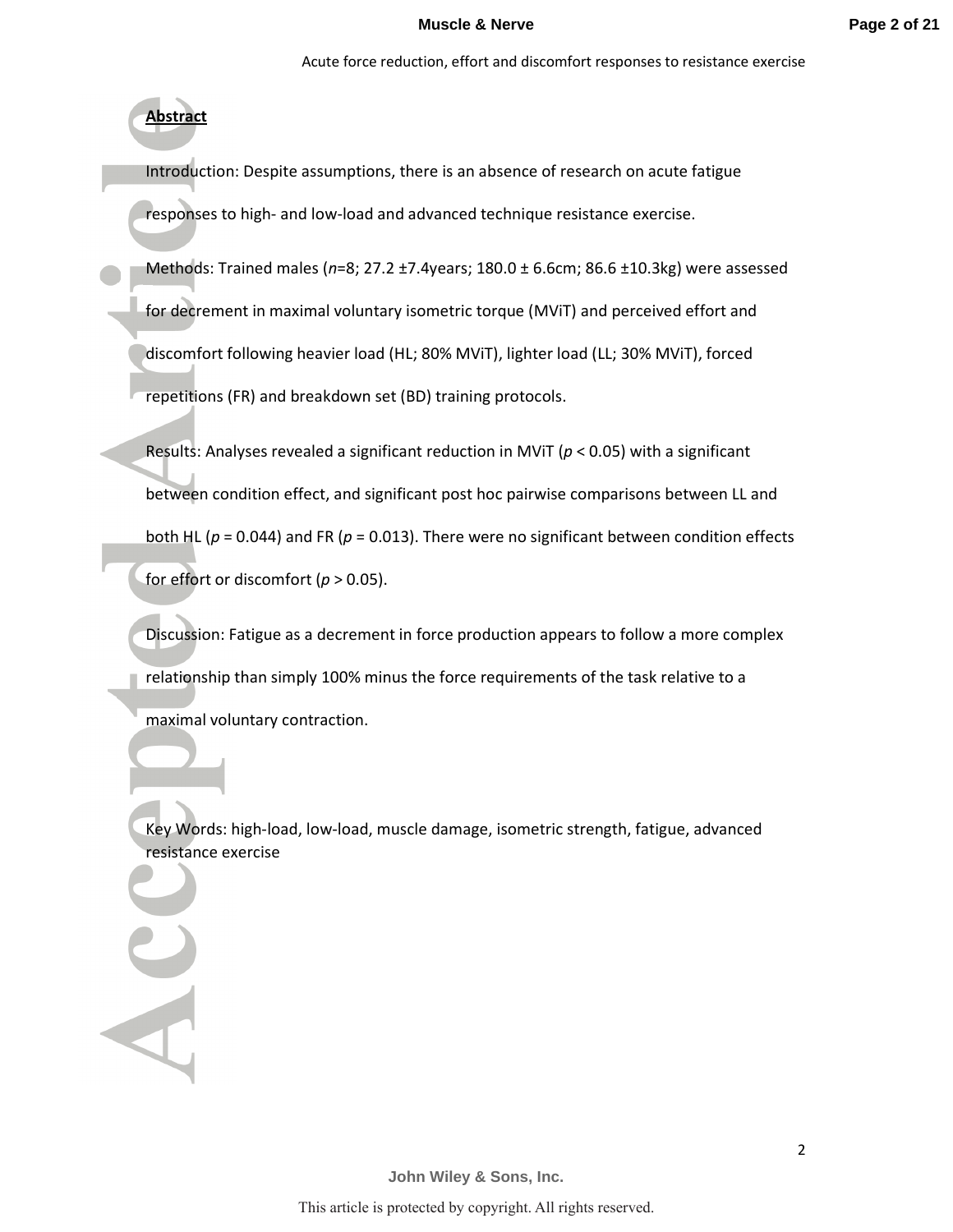## Abstract

Introduction: Despite assumptions, there is an absence of research on acute fatigue responses to high- and low-load and advanced technique resistance exercise.

Methods: Trained males (*n*=8; 27.2 ±7.4years; 180.0 ± 6.6cm; 86.6 ±10.3kg) were assessed for decrement in maximal voluntary isometric torque (MViT) and perceived effort and discomfort following heavier load (HL; 80% MViT), lighter load (LL; 30% MViT), forced repetitions (FR) and breakdown set (BD) training protocols.

Results: Analyses revealed a significant reduction in MViT ($p < 0.05$) with a significant between condition effect, and significant post hoc pairwise comparisons between LL and both HL ($p = 0.044$) and FR ($p = 0.013$). There were no significant between condition effects for effort or discomfort ($p > 0.05$).

Discussion: Fatigue as a decrement in force production appears to follow a more complex relationship than simply 100% minus the force requirements of the task relative to a maximal voluntary contraction.

Key Words: high-load, low-load, muscle damage, isometric strength, fatigue, advanced resistance exercise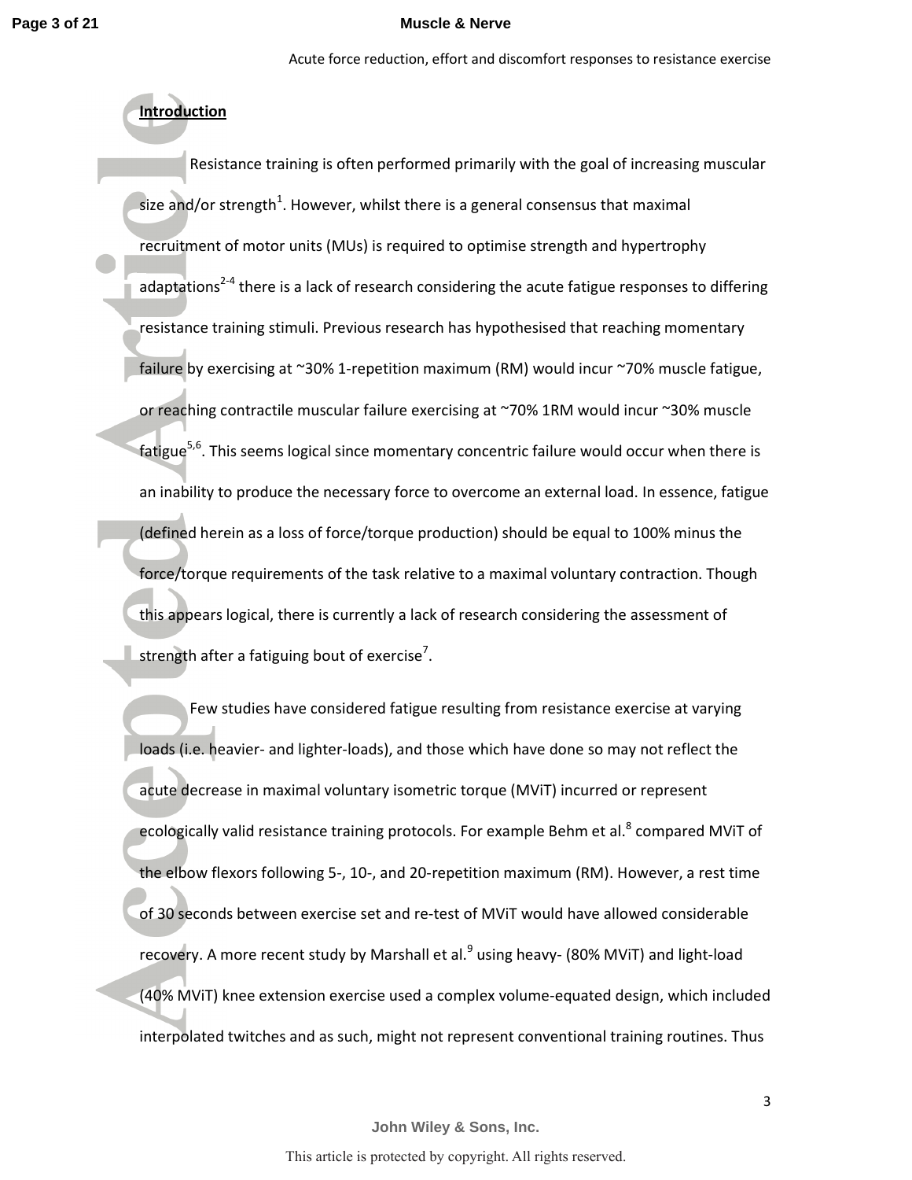## Introduction

Resistance training is often performed primarily with the goal of increasing muscular size and/or strength[1]. However, whilst there is a general consensus that maximal recruitment of motor units (MUs) is required to optimise strength and hypertrophy adaptations[2-4] there is a lack of research considering the acute fatigue responses to differing resistance training stimuli. Previous research has hypothesised that reaching momentary failure by exercising at ~30% 1-repetition maximum (RM) would incur ~70% muscle fatigue, or reaching contractile muscular failure exercising at ~70% 1RM would incur ~30% muscle fatigue[5,6]. This seems logical since momentary concentric failure would occur when there is an inability to produce the necessary force to overcome an external load. In essence, fatigue (defined herein as a loss of force/torque production) should be equal to 100% minus the force/torque requirements of the task relative to a maximal voluntary contraction. Though this appears logical, there is currently a lack of research considering the assessment of strength after a fatiguing bout of exercise[7].

Few studies have considered fatigue resulting from resistance exercise at varying loads (i.e. heavier- and lighter-loads), and those which have done so may not reflect the acute decrease in maximal voluntary isometric torque (MViT) incurred or represent ecologically valid resistance training protocols. For example Behm et al.[8] compared MViT of the elbow flexors following 5-, 10-, and 20-repetition maximum (RM). However, a rest time of 30 seconds between exercise set and re-test of MViT would have allowed considerable recovery. A more recent study by Marshall et al.[9] using heavy- (80% MViT) and light-load (40% MViT) knee extension exercise used a complex volume-equated design, which included interpolated twitches and as such, might not represent conventional training routines. Thus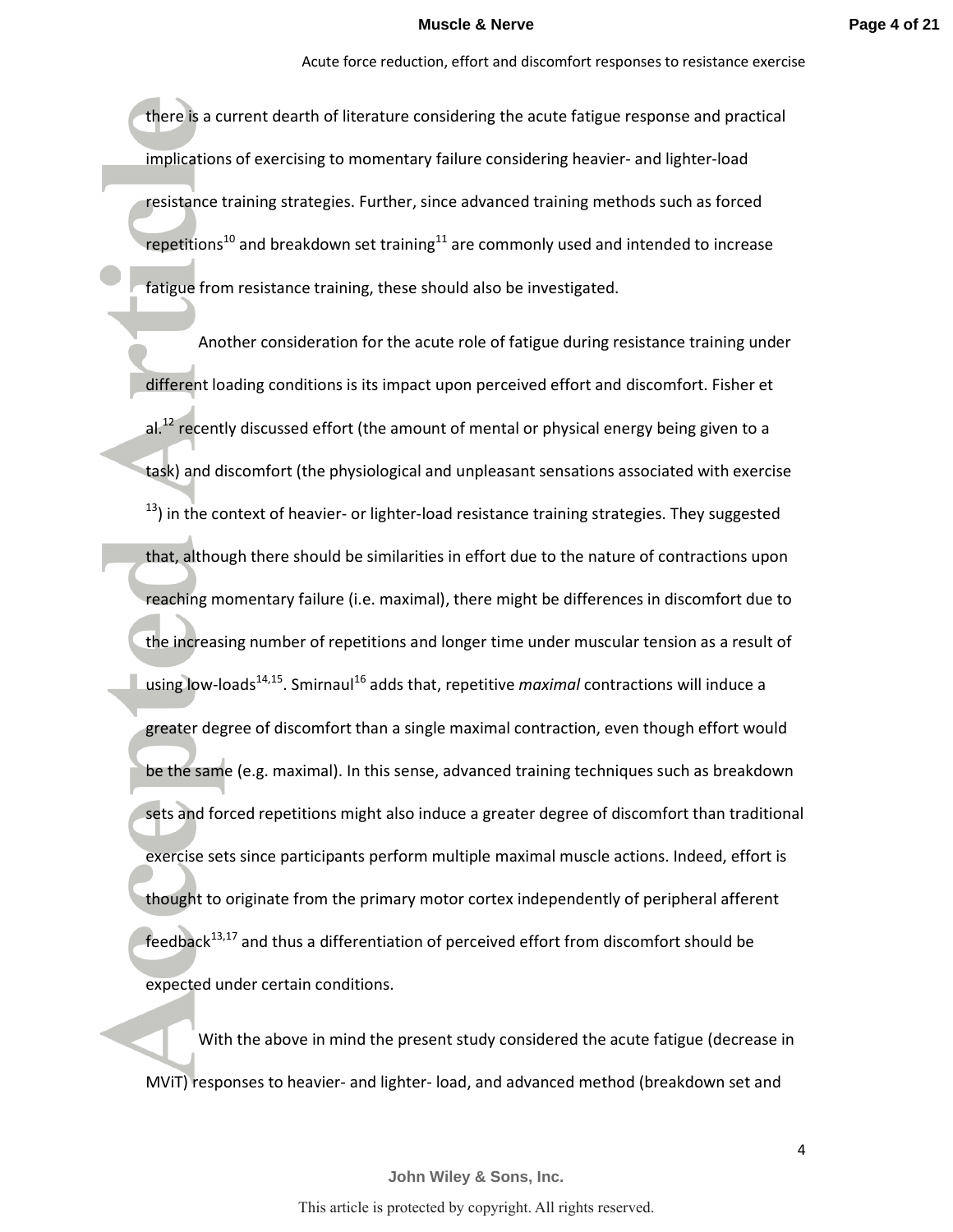there is a current dearth of literature considering the acute fatigue response and practical implications of exercising to momentary failure considering heavier- and lighter-load resistance training strategies. Further, since advanced training methods such as forced repetitions[10] and breakdown set training[11] are commonly used and intended to increase fatigue from resistance training, these should also be investigated.

Another consideration for the acute role of fatigue during resistance training under different loading conditions is its impact upon perceived effort and discomfort. Fisher et al.[12] recently discussed effort (the amount of mental or physical energy being given to a task) and discomfort (the physiological and unpleasant sensations associated with exercise [13]) in the context of heavier- or lighter-load resistance training strategies. They suggested that, although there should be similarities in effort due to the nature of contractions upon reaching momentary failure (i.e. maximal), there might be differences in discomfort due to the increasing number of repetitions and longer time under muscular tension as a result of using low-loads[14,15]. Smirnaul[16] adds that, repetitive *maximal* contractions will induce a greater degree of discomfort than a single maximal contraction, even though effort would be the same (e.g. maximal). In this sense, advanced training techniques such as breakdown sets and forced repetitions might also induce a greater degree of discomfort than traditional exercise sets since participants perform multiple maximal muscle actions. Indeed, effort is thought to originate from the primary motor cortex independently of peripheral afferent feedback[13,17] and thus a differentiation of perceived effort from discomfort should be expected under certain conditions.

With the above in mind the present study considered the acute fatigue (decrease in MViT) responses to heavier- and lighter- load, and advanced method (breakdown set and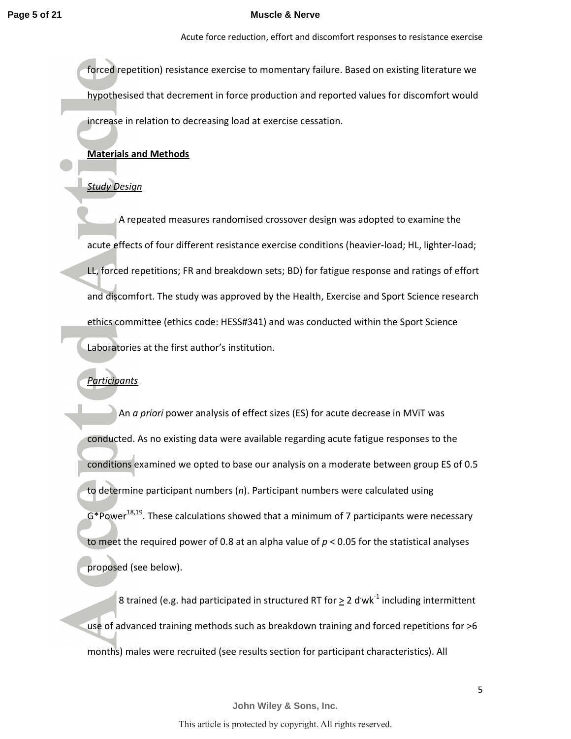forced repetition) resistance exercise to momentary failure. Based on existing literature we hypothesised that decrement in force production and reported values for discomfort would increase in relation to decreasing load at exercise cessation.

## Materials and Methods

### *Study Design*

A repeated measures randomised crossover design was adopted to examine the acute effects of four different resistance exercise conditions (heavier-load; HL, lighter-load; LL, forced repetitions; FR and breakdown sets; BD) for fatigue response and ratings of effort and discomfort. The study was approved by the Health, Exercise and Sport Science research ethics committee (ethics code: HESS#341) and was conducted within the Sport Science Laboratories at the first author's institution.

### *Participants*

An *a priori* power analysis of effect sizes (ES) for acute decrease in MViT was conducted. As no existing data were available regarding acute fatigue responses to the conditions examined we opted to base our analysis on a moderate between group ES of 0.5 to determine participant numbers (*n*). Participant numbers were calculated using G*Power[18,19]. These calculations showed that a minimum of 7 participants were necessary to meet the required power of 0.8 at an alpha value of $p < 0.05$ for the statistical analyses proposed (see below).

8 trained (e.g. had participated in structured RT for $\geq$ 2 $d \cdot wk^{-1}$ including intermittent use of advanced training methods such as breakdown training and forced repetitions for >6 months) males were recruited (see results section for participant characteristics). All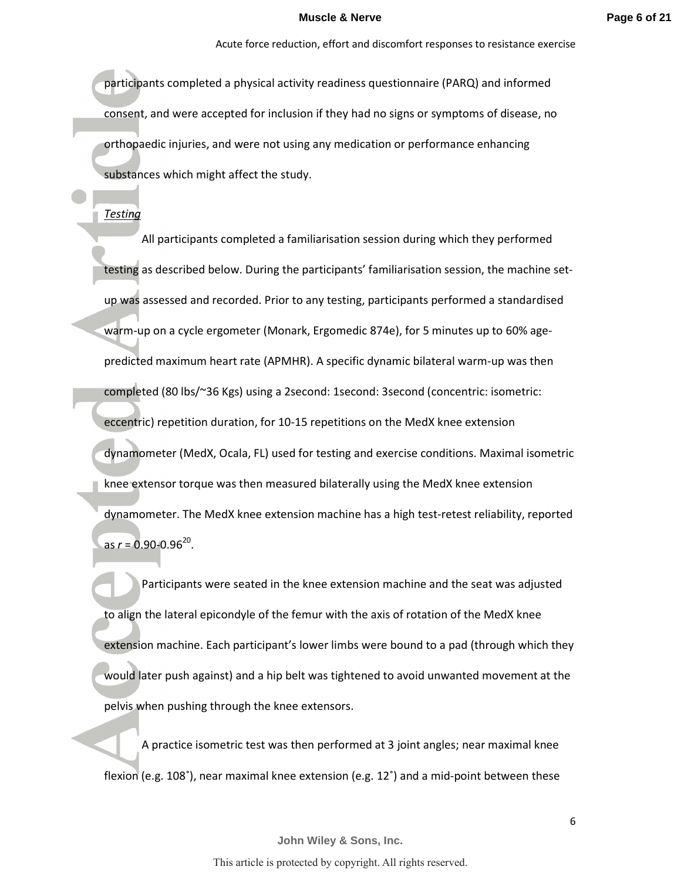participants completed a physical activity readiness questionnaire (PARQ) and informed consent, and were accepted for inclusion if they had no signs or symptoms of disease, no orthopaedic injuries, and were not using any medication or performance enhancing substances which might affect the study.

*Testing*

All participants completed a familiarisation session during which they performed testing as described below. During the participants' familiarisation session, the machine set-up was assessed and recorded. Prior to any testing, participants performed a standardised warm-up on a cycle ergometer (Monark, Ergomedic 874e), for 5 minutes up to 60% age-predicted maximum heart rate (APMHR). A specific dynamic bilateral warm-up was then completed (80 lbs/~36 Kgs) using a 2second: 1second: 3second (concentric: isometric: eccentric) repetition duration, for 10-15 repetitions on the MedX knee extension dynamometer (MedX, Ocala, FL) used for testing and exercise conditions. Maximal isometric knee extensor torque was then measured bilaterally using the MedX knee extension dynamometer. The MedX knee extension machine has a high test-retest reliability, reported as $r$ = 0.90-0.96[20].

Participants were seated in the knee extension machine and the seat was adjusted to align the lateral epicondyle of the femur with the axis of rotation of the MedX knee extension machine. Each participant's lower limbs were bound to a pad (through which they would later push against) and a hip belt was tightened to avoid unwanted movement at the pelvis when pushing through the knee extensors.

A practice isometric test was then performed at 3 joint angles; near maximal knee flexion (e.g. 108˚), near maximal knee extension (e.g. 12˚) and a mid-point between these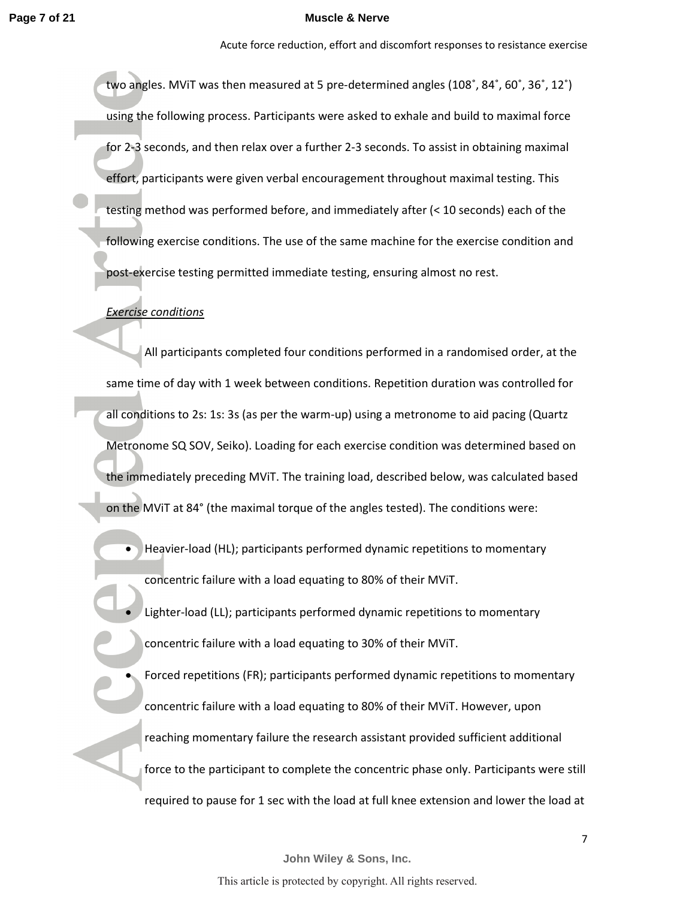two angles. MViT was then measured at 5 pre-determined angles (108˚, 84˚, 60˚, 36˚, 12˚) using the following process. Participants were asked to exhale and build to maximal force for 2-3 seconds, and then relax over a further 2-3 seconds. To assist in obtaining maximal effort, participants were given verbal encouragement throughout maximal testing. This testing method was performed before, and immediately after (< 10 seconds) each of the following exercise conditions. The use of the same machine for the exercise condition and post-exercise testing permitted immediate testing, ensuring almost no rest.

*Exercise conditions*

All participants completed four conditions performed in a randomised order, at the same time of day with 1 week between conditions. Repetition duration was controlled for all conditions to 2s: 1s: 3s (as per the warm-up) using a metronome to aid pacing (Quartz Metronome SQ SOV, Seiko). Loading for each exercise condition was determined based on the immediately preceding MViT. The training load, described below, was calculated based on the MViT at 84° (the maximal torque of the angles tested). The conditions were:

- Heavier-load (HL); participants performed dynamic repetitions to momentary concentric failure with a load equating to 80% of their MViT.
- Lighter-load (LL); participants performed dynamic repetitions to momentary concentric failure with a load equating to 30% of their MViT.
- Forced repetitions (FR); participants performed dynamic repetitions to momentary concentric failure with a load equating to 80% of their MViT. However, upon reaching momentary failure the research assistant provided sufficient additional force to the participant to complete the concentric phase only. Participants were still required to pause for 1 sec with the load at full knee extension and lower the load at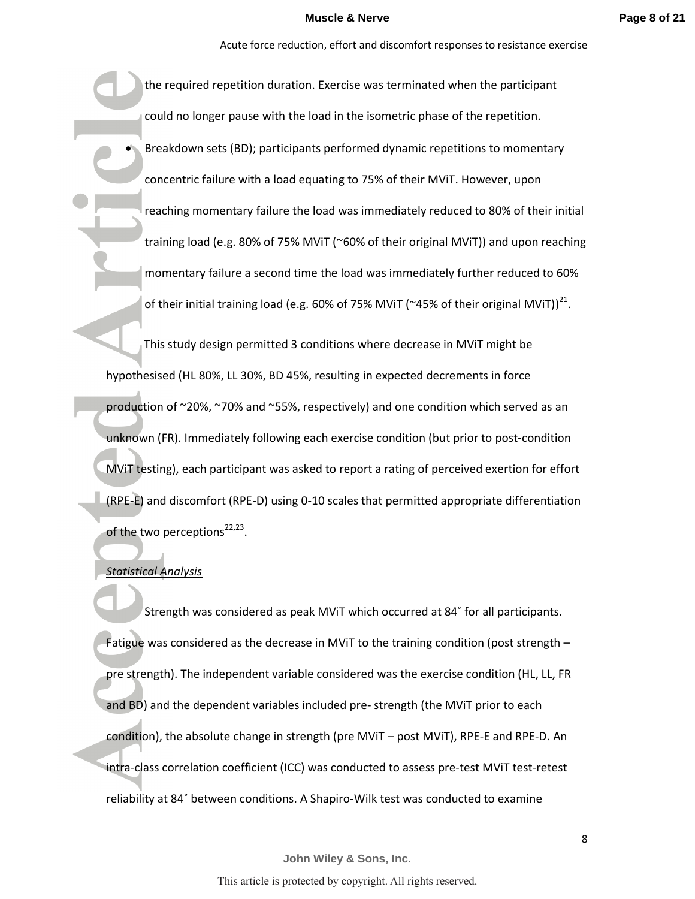the required repetition duration. Exercise was terminated when the participant could no longer pause with the load in the isometric phase of the repetition.

- Breakdown sets (BD); participants performed dynamic repetitions to momentary concentric failure with a load equating to 75% of their MViT. However, upon reaching momentary failure the load was immediately reduced to 80% of their initial training load (e.g. 80% of 75% MViT (~60% of their original MViT)) and upon reaching momentary failure a second time the load was immediately further reduced to 60% of their initial training load (e.g. 60% of 75% MViT (~45% of their original MViT))[21].

This study design permitted 3 conditions where decrease in MViT might be hypothesised (HL 80%, LL 30%, BD 45%, resulting in expected decrements in force production of ~20%, ~70% and ~55%, respectively) and one condition which served as an unknown (FR). Immediately following each exercise condition (but prior to post-condition MViT testing), each participant was asked to report a rating of perceived exertion for effort (RPE-E) and discomfort (RPE-D) using 0-10 scales that permitted appropriate differentiation of the two perceptions[22,23].

*Statistical Analysis*

Strength was considered as peak MViT which occurred at 84˚ for all participants. Fatigue was considered as the decrease in MViT to the training condition (post strength – pre strength). The independent variable considered was the exercise condition (HL, LL, FR and BD) and the dependent variables included pre- strength (the MViT prior to each condition), the absolute change in strength (pre MViT – post MViT), RPE-E and RPE-D. An intra-class correlation coefficient (ICC) was conducted to assess pre-test MViT test-retest reliability at 84˚ between conditions. A Shapiro-Wilk test was conducted to examine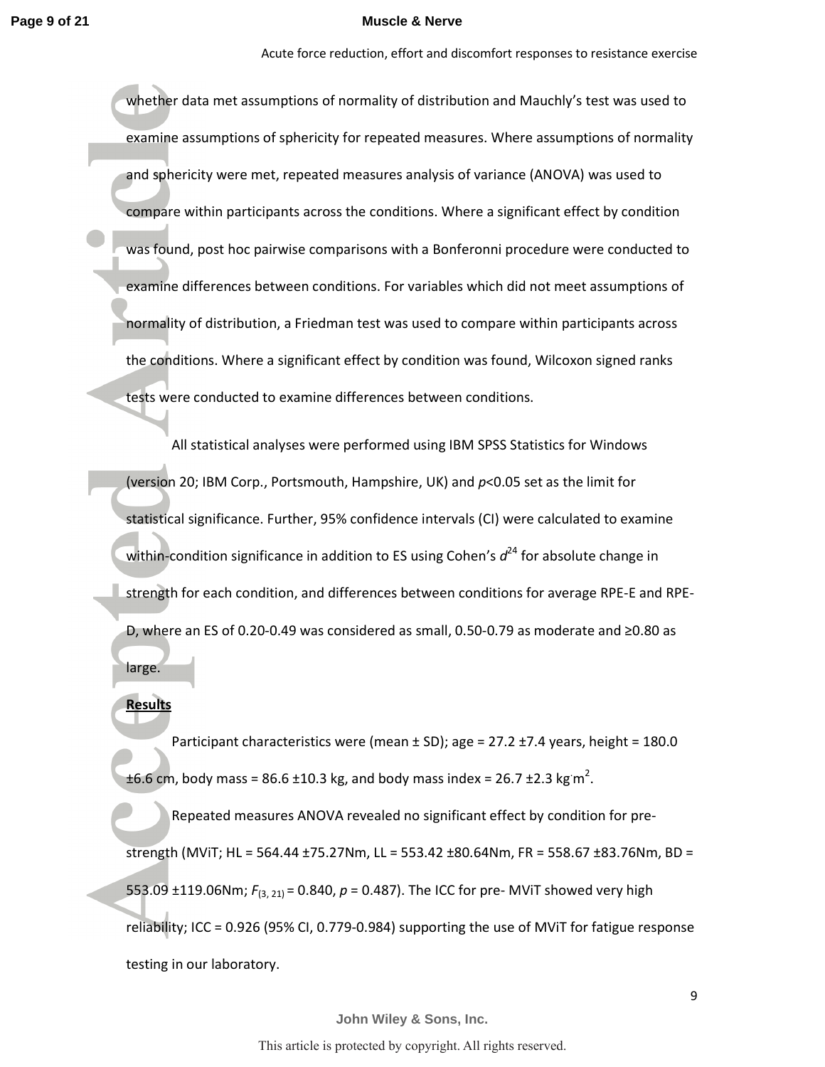whether data met assumptions of normality of distribution and Mauchly's test was used to examine assumptions of sphericity for repeated measures. Where assumptions of normality and sphericity were met, repeated measures analysis of variance (ANOVA) was used to compare within participants across the conditions. Where a significant effect by condition was found, post hoc pairwise comparisons with a Bonferonni procedure were conducted to examine differences between conditions. For variables which did not meet assumptions of normality of distribution, a Friedman test was used to compare within participants across the conditions. Where a significant effect by condition was found, Wilcoxon signed ranks tests were conducted to examine differences between conditions.

All statistical analyses were performed using IBM SPSS Statistics for Windows (version 20; IBM Corp., Portsmouth, Hampshire, UK) and $p<0.05$ set as the limit for statistical significance. Further, 95% confidence intervals (CI) were calculated to examine within-condition significance in addition to ES using Cohen's *d*[24] for absolute change in strength for each condition, and differences between conditions for average RPE-E and RPE-D, where an ES of 0.20-0.49 was considered as small, 0.50-0.79 as moderate and ≥0.80 as large.

**Results**

Participant characteristics were (mean ± SD); age = 27.2 ±7.4 years, height = 180.0 ±6.6 cm, body mass = 86.6 ±10.3 kg, and body mass index = 26.7 ±2.3 $kg \cdot m^2$.

Repeated measures ANOVA revealed no significant effect by condition for pre-strength (MViT; HL = 564.44 ±75.27Nm, LL = 553.42 ±80.64Nm, FR = 558.67 ±83.76Nm, BD = 553.09 ±119.06Nm; $F_{(3, 21)} = 0.840$, $p = 0.487$). The ICC for pre- MViT showed very high reliability; ICC = 0.926 (95% CI, 0.779-0.984) supporting the use of MViT for fatigue response testing in our laboratory.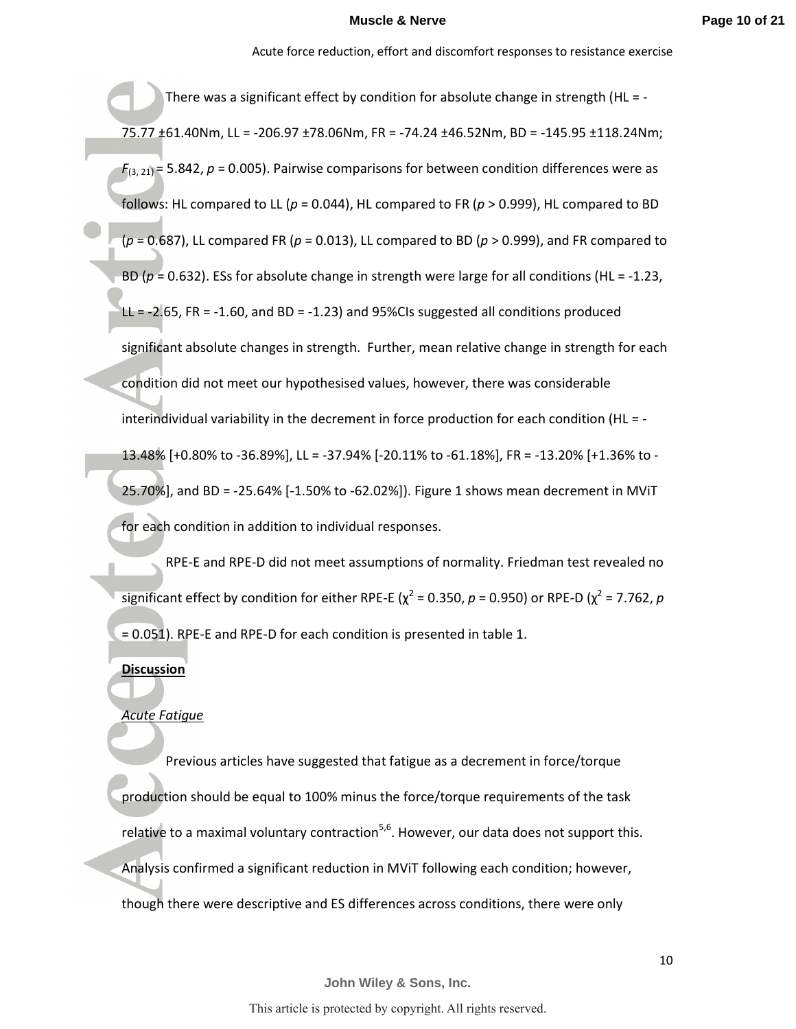There was a significant effect by condition for absolute change in strength (HL = -75.77 ±61.40Nm, LL = -206.97 ±78.06Nm, FR = -74.24 ±46.52Nm, BD = -145.95 ±118.24Nm; $F_{(3, 21)} = 5.842$, $p = 0.005$). Pairwise comparisons for between condition differences were as follows: HL compared to LL ($p = 0.044$), HL compared to FR ($p > 0.999$), HL compared to BD ($p = 0.687$), LL compared FR ($p = 0.013$), LL compared to BD ($p > 0.999$), and FR compared to BD ($p = 0.632$). ESs for absolute change in strength were large for all conditions (HL = -1.23, LL = -2.65, FR = -1.60, and BD = -1.23) and 95%CIs suggested all conditions produced significant absolute changes in strength. Further, mean relative change in strength for each condition did not meet our hypothesised values, however, there was considerable interindividual variability in the decrement in force production for each condition (HL = -13.48% [+0.80% to -36.89%], LL = -37.94% [-20.11% to -61.18%], FR = -13.20% [+1.36% to -25.70%], and BD = -25.64% [-1.50% to -62.02%]). Figure 1 shows mean decrement in MViT for each condition in addition to individual responses.

RPE-E and RPE-D did not meet assumptions of normality. Friedman test revealed no significant effect by condition for either RPE-E ($\chi^2 = 0.350$, $p = 0.950$) or RPE-D ($\chi^2 = 7.762$, $p = 0.051$). RPE-E and RPE-D for each condition is presented in table 1.

## Discussion

### *Acute Fatigue*

Previous articles have suggested that fatigue as a decrement in force/torque production should be equal to 100% minus the force/torque requirements of the task relative to a maximal voluntary contraction[5,6]. However, our data does not support this. Analysis confirmed a significant reduction in MViT following each condition; however, though there were descriptive and ES differences across conditions, there were only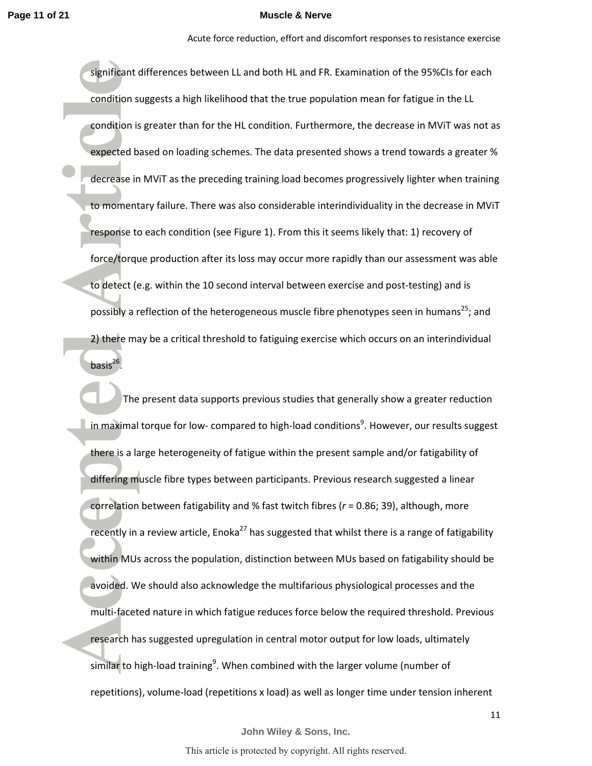significant differences between LL and both HL and FR. Examination of the 95%CIs for each condition suggests a high likelihood that the true population mean for fatigue in the LL condition is greater than for the HL condition. Furthermore, the decrease in MViT was not as expected based on loading schemes. The data presented shows a trend towards a greater % decrease in MViT as the preceding training load becomes progressively lighter when training to momentary failure. There was also considerable interindividuality in the decrease in MViT response to each condition (see Figure 1). From this it seems likely that: 1) recovery of force/torque production after its loss may occur more rapidly than our assessment was able to detect (e.g. within the 10 second interval between exercise and post-testing) and is possibly a reflection of the heterogeneous muscle fibre phenotypes seen in humans[25]; and 2) there may be a critical threshold to fatiguing exercise which occurs on an interindividual basis[26].

The present data supports previous studies that generally show a greater reduction in maximal torque for low- compared to high-load conditions[9]. However, our results suggest there is a large heterogeneity of fatigue within the present sample and/or fatigability of differing muscle fibre types between participants. Previous research suggested a linear correlation between fatigability and % fast twitch fibres (*r* = 0.86; 39), although, more recently in a review article, Enoka[27] has suggested that whilst there is a range of fatigability within MUs across the population, distinction between MUs based on fatigability should be avoided. We should also acknowledge the multifarious physiological processes and the multi-faceted nature in which fatigue reduces force below the required threshold. Previous research has suggested upregulation in central motor output for low loads, ultimately similar to high-load training[9]. When combined with the larger volume (number of repetitions), volume-load (repetitions x load) as well as longer time under tension inherent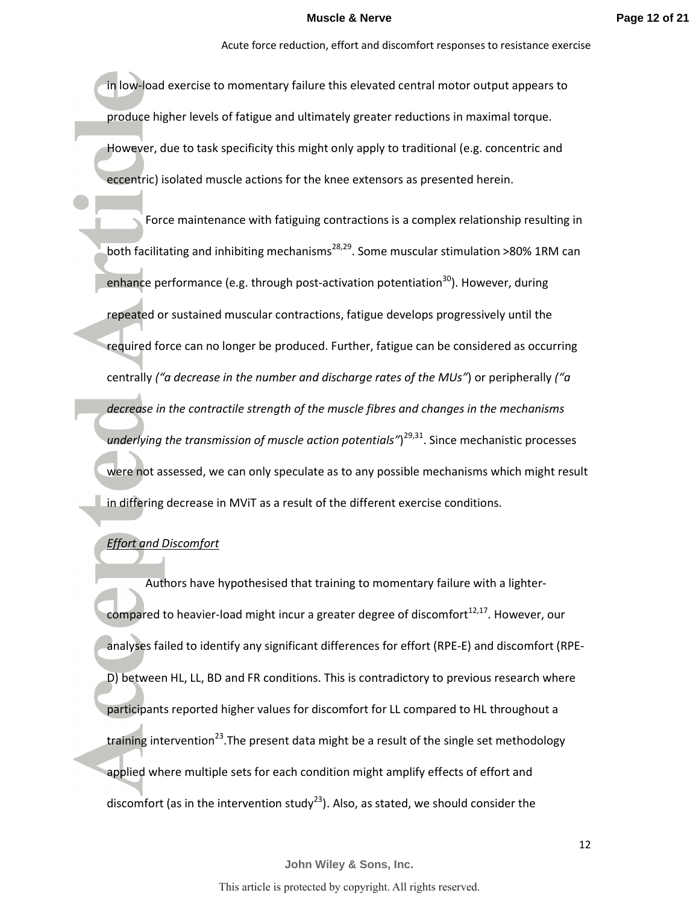in low-load exercise to momentary failure this elevated central motor output appears to produce higher levels of fatigue and ultimately greater reductions in maximal torque. However, due to task specificity this might only apply to traditional (e.g. concentric and eccentric) isolated muscle actions for the knee extensors as presented herein.

Force maintenance with fatiguing contractions is a complex relationship resulting in both facilitating and inhibiting mechanisms[28,29]. Some muscular stimulation >80% 1RM can enhance performance (e.g. through post-activation potentiation[30]). However, during repeated or sustained muscular contractions, fatigue develops progressively until the required force can no longer be produced. Further, fatigue can be considered as occurring centrally *("a decrease in the number and discharge rates of the MUs"*) or peripherally *("a decrease in the contractile strength of the muscle fibres and changes in the mechanisms underlying the transmission of muscle action potentials"*)[29,31]. Since mechanistic processes were not assessed, we can only speculate as to any possible mechanisms which might result in differing decrease in MViT as a result of the different exercise conditions.

*Effort and Discomfort*

Authors have hypothesised that training to momentary failure with a lighter-compared to heavier-load might incur a greater degree of discomfort[12,17]. However, our analyses failed to identify any significant differences for effort (RPE-E) and discomfort (RPE-D) between HL, LL, BD and FR conditions. This is contradictory to previous research where participants reported higher values for discomfort for LL compared to HL throughout a training intervention[23].The present data might be a result of the single set methodology applied where multiple sets for each condition might amplify effects of effort and discomfort (as in the intervention study[23]). Also, as stated, we should consider the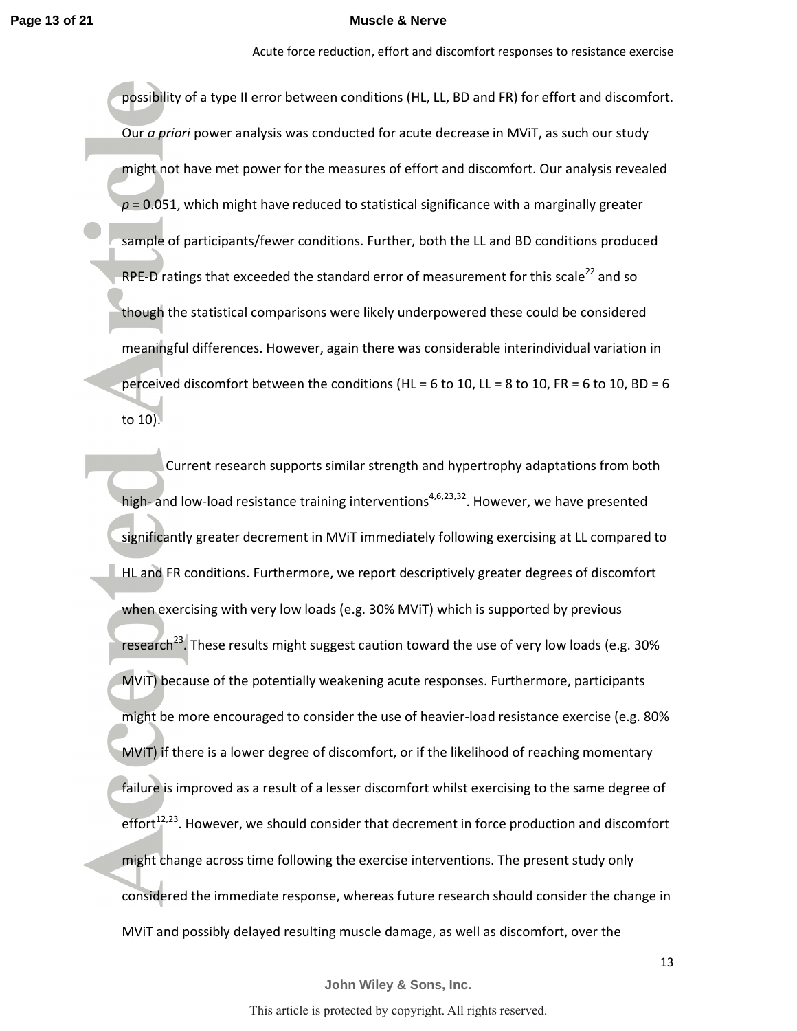possibility of a type II error between conditions (HL, LL, BD and FR) for effort and discomfort. Our *a priori* power analysis was conducted for acute decrease in MViT, as such our study might not have met power for the measures of effort and discomfort. Our analysis revealed $p = 0.051$, which might have reduced to statistical significance with a marginally greater sample of participants/fewer conditions. Further, both the LL and BD conditions produced RPE-D ratings that exceeded the standard error of measurement for this scale[22] and so though the statistical comparisons were likely underpowered these could be considered meaningful differences. However, again there was considerable interindividual variation in perceived discomfort between the conditions (HL = 6 to 10, LL = 8 to 10, FR = 6 to 10, BD = 6 to 10).

Current research supports similar strength and hypertrophy adaptations from both high- and low-load resistance training interventions[4,6,23,32]. However, we have presented significantly greater decrement in MViT immediately following exercising at LL compared to HL and FR conditions. Furthermore, we report descriptively greater degrees of discomfort when exercising with very low loads (e.g. 30% MViT) which is supported by previous research[23]. These results might suggest caution toward the use of very low loads (e.g. 30% MViT) because of the potentially weakening acute responses. Furthermore, participants might be more encouraged to consider the use of heavier-load resistance exercise (e.g. 80% MViT) if there is a lower degree of discomfort, or if the likelihood of reaching momentary failure is improved as a result of a lesser discomfort whilst exercising to the same degree of effort[12,23]. However, we should consider that decrement in force production and discomfort might change across time following the exercise interventions. The present study only considered the immediate response, whereas future research should consider the change in MViT and possibly delayed resulting muscle damage, as well as discomfort, over the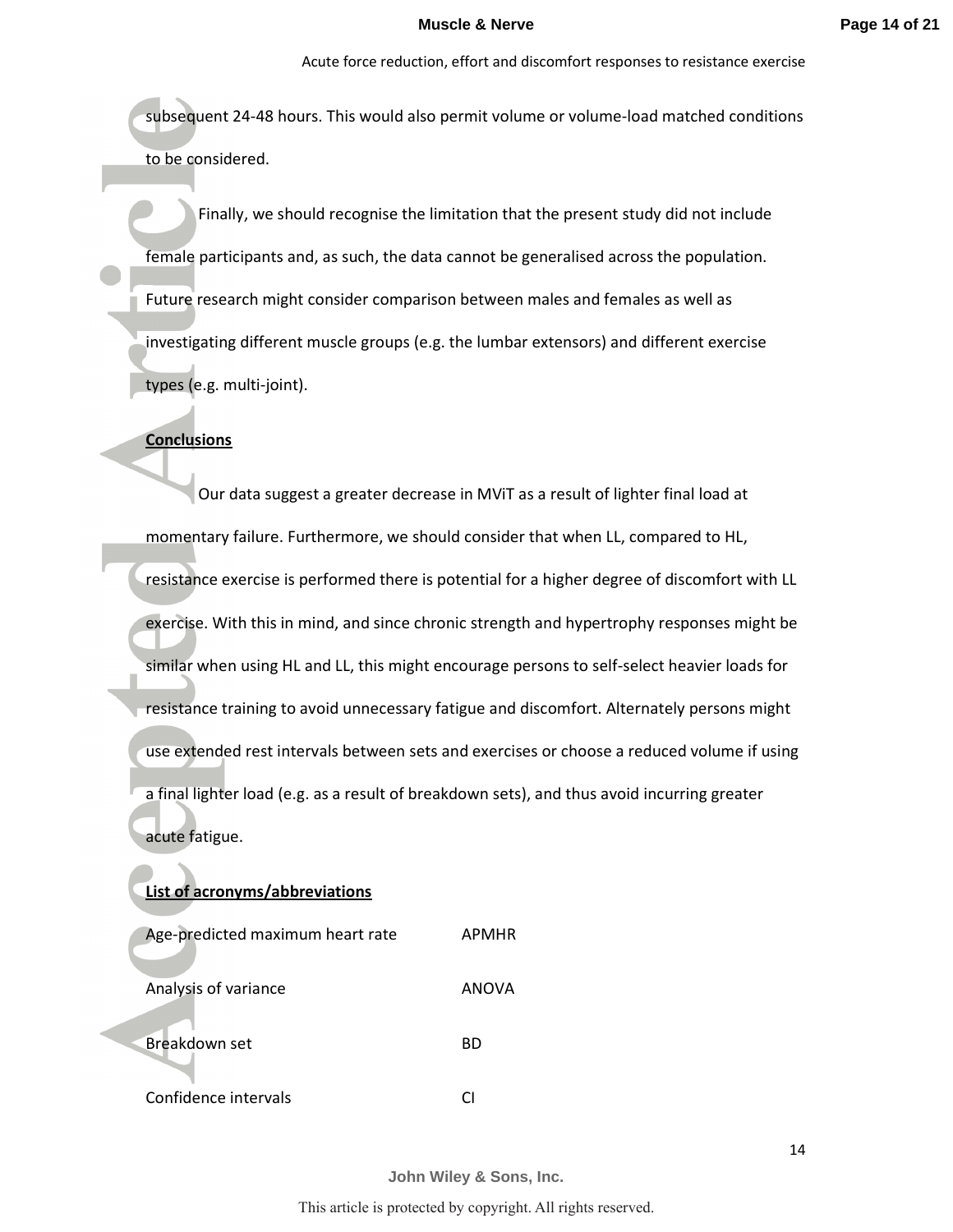subsequent 24-48 hours. This would also permit volume or volume-load matched conditions to be considered.

Finally, we should recognise the limitation that the present study did not include female participants and, as such, the data cannot be generalised across the population. Future research might consider comparison between males and females as well as investigating different muscle groups (e.g. the lumbar extensors) and different exercise types (e.g. multi-joint).

**Conclusions**

Our data suggest a greater decrease in MViT as a result of lighter final load at momentary failure. Furthermore, we should consider that when LL, compared to HL, resistance exercise is performed there is potential for a higher degree of discomfort with LL exercise. With this in mind, and since chronic strength and hypertrophy responses might be similar when using HL and LL, this might encourage persons to self-select heavier loads for resistance training to avoid unnecessary fatigue and discomfort. Alternately persons might use extended rest intervals between sets and exercises or choose a reduced volume if using a final lighter load (e.g. as a result of breakdown sets), and thus avoid incurring greater acute fatigue.

**List of acronyms/abbreviations**

| | |
|---|---|
| Age-predicted maximum heart rate | APMHR |
| Analysis of variance | ANOVA |
| Breakdown set | BD |
| Confidence intervals | CI |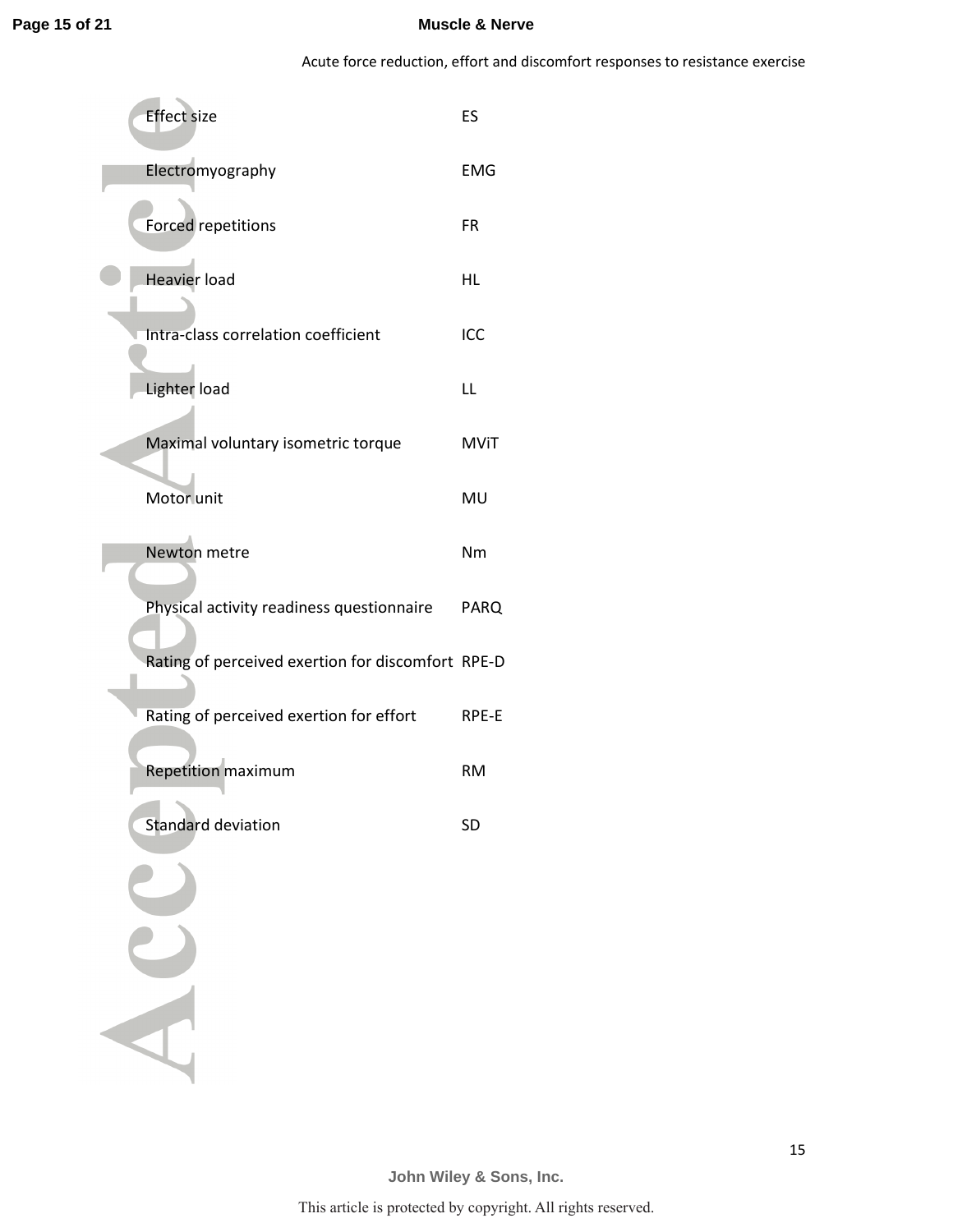| | |
|---|---|
| Effect size | ES |
| Electromyography | EMG |
| Forced repetitions | FR |
| Heavier load | HL |
| Intra-class correlation coefficient | ICC |
| Lighter load | LL |
| Maximal voluntary isometric torque | MViT |
| Motor unit | MU |
| Newton metre | Nm |
| Physical activity readiness questionnaire | PARQ |
| Rating of perceived exertion for discomfort | RPE-D |
| Rating of perceived exertion for effort | RPE-E |
| Repetition maximum | RM |
| Standard deviation | SD |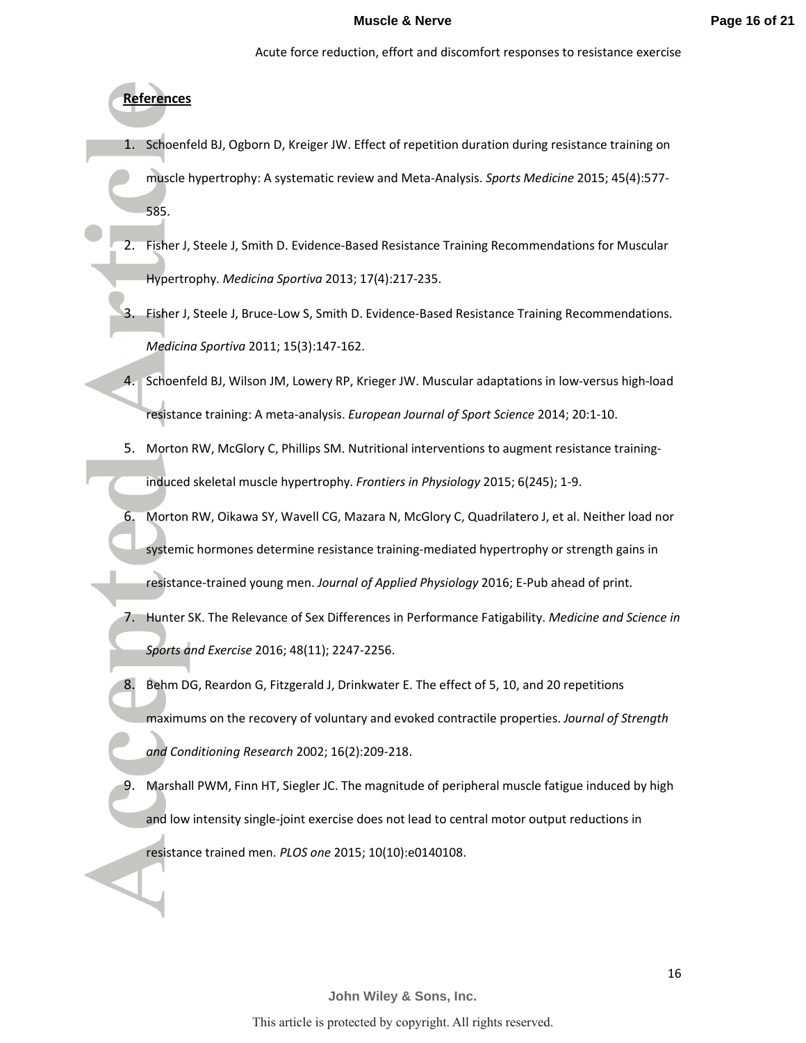**References**

1. Schoenfeld BJ, Ogborn D, Kreiger JW. Effect of repetition duration during resistance training on muscle hypertrophy: A systematic review and Meta-Analysis. *Sports Medicine* 2015; 45(4):577-585.
2. Fisher J, Steele J, Smith D. Evidence-Based Resistance Training Recommendations for Muscular Hypertrophy. *Medicina Sportiva* 2013; 17(4):217-235.
3. Fisher J, Steele J, Bruce-Low S, Smith D. Evidence-Based Resistance Training Recommendations. *Medicina Sportiva* 2011; 15(3):147-162.
4. Schoenfeld BJ, Wilson JM, Lowery RP, Krieger JW. Muscular adaptations in low-versus high-load resistance training: A meta-analysis. *European Journal of Sport Science* 2014; 20:1-10.
5. Morton RW, McGlory C, Phillips SM. Nutritional interventions to augment resistance training-induced skeletal muscle hypertrophy. *Frontiers in Physiology* 2015; 6(245); 1-9.
6. Morton RW, Oikawa SY, Wavell CG, Mazara N, McGlory C, Quadrilatero J, et al. Neither load nor systemic hormones determine resistance training-mediated hypertrophy or strength gains in resistance-trained young men. *Journal of Applied Physiology* 2016; E-Pub ahead of print.
7. Hunter SK. The Relevance of Sex Differences in Performance Fatigability. *Medicine and Science in Sports and Exercise* 2016; 48(11); 2247-2256.
8. Behm DG, Reardon G, Fitzgerald J, Drinkwater E. The effect of 5, 10, and 20 repetitions maximums on the recovery of voluntary and evoked contractile properties. *Journal of Strength and Conditioning Research* 2002; 16(2):209-218.
9. Marshall PWM, Finn HT, Siegler JC. The magnitude of peripheral muscle fatigue induced by high and low intensity single-joint exercise does not lead to central motor output reductions in resistance trained men. *PLOS one* 2015; 10(10):e0140108.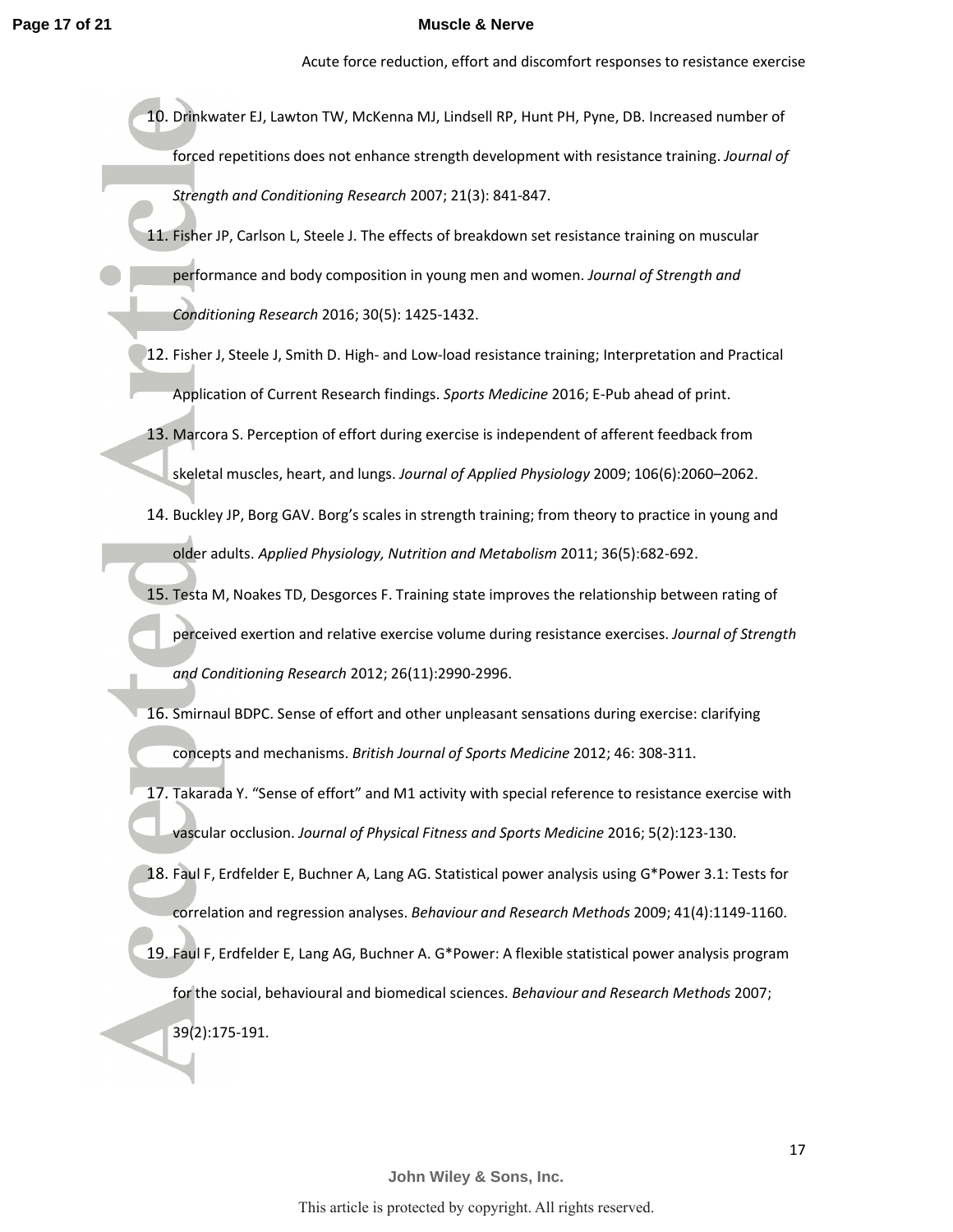10. Drinkwater EJ, Lawton TW, McKenna MJ, Lindsell RP, Hunt PH, Pyne, DB. Increased number of forced repetitions does not enhance strength development with resistance training. *Journal of Strength and Conditioning Research* 2007; 21(3): 841-847.
11. Fisher JP, Carlson L, Steele J. The effects of breakdown set resistance training on muscular performance and body composition in young men and women. *Journal of Strength and Conditioning Research* 2016; 30(5): 1425-1432.
12. Fisher J, Steele J, Smith D. High- and Low-load resistance training; Interpretation and Practical Application of Current Research findings. *Sports Medicine* 2016; E-Pub ahead of print.
13. Marcora S. Perception of effort during exercise is independent of afferent feedback from skeletal muscles, heart, and lungs. *Journal of Applied Physiology* 2009; 106(6):2060–2062.
14. Buckley JP, Borg GAV. Borg's scales in strength training; from theory to practice in young and older adults. *Applied Physiology, Nutrition and Metabolism* 2011; 36(5):682-692.
15. Testa M, Noakes TD, Desgorces F. Training state improves the relationship between rating of perceived exertion and relative exercise volume during resistance exercises. *Journal of Strength and Conditioning Research* 2012; 26(11):2990-2996.
16. Smirnaul BDPC. Sense of effort and other unpleasant sensations during exercise: clarifying concepts and mechanisms. *British Journal of Sports Medicine* 2012; 46: 308-311.
17. Takarada Y. "Sense of effort" and M1 activity with special reference to resistance exercise with vascular occlusion. *Journal of Physical Fitness and Sports Medicine* 2016; 5(2):123-130.
18. Faul F, Erdfelder E, Buchner A, Lang AG. Statistical power analysis using G*Power 3.1: Tests for correlation and regression analyses. *Behaviour and Research Methods* 2009; 41(4):1149-1160.
19. Faul F, Erdfelder E, Lang AG, Buchner A. G*Power: A flexible statistical power analysis program for the social, behavioural and biomedical sciences. *Behaviour and Research Methods* 2007; 39(2):175-191.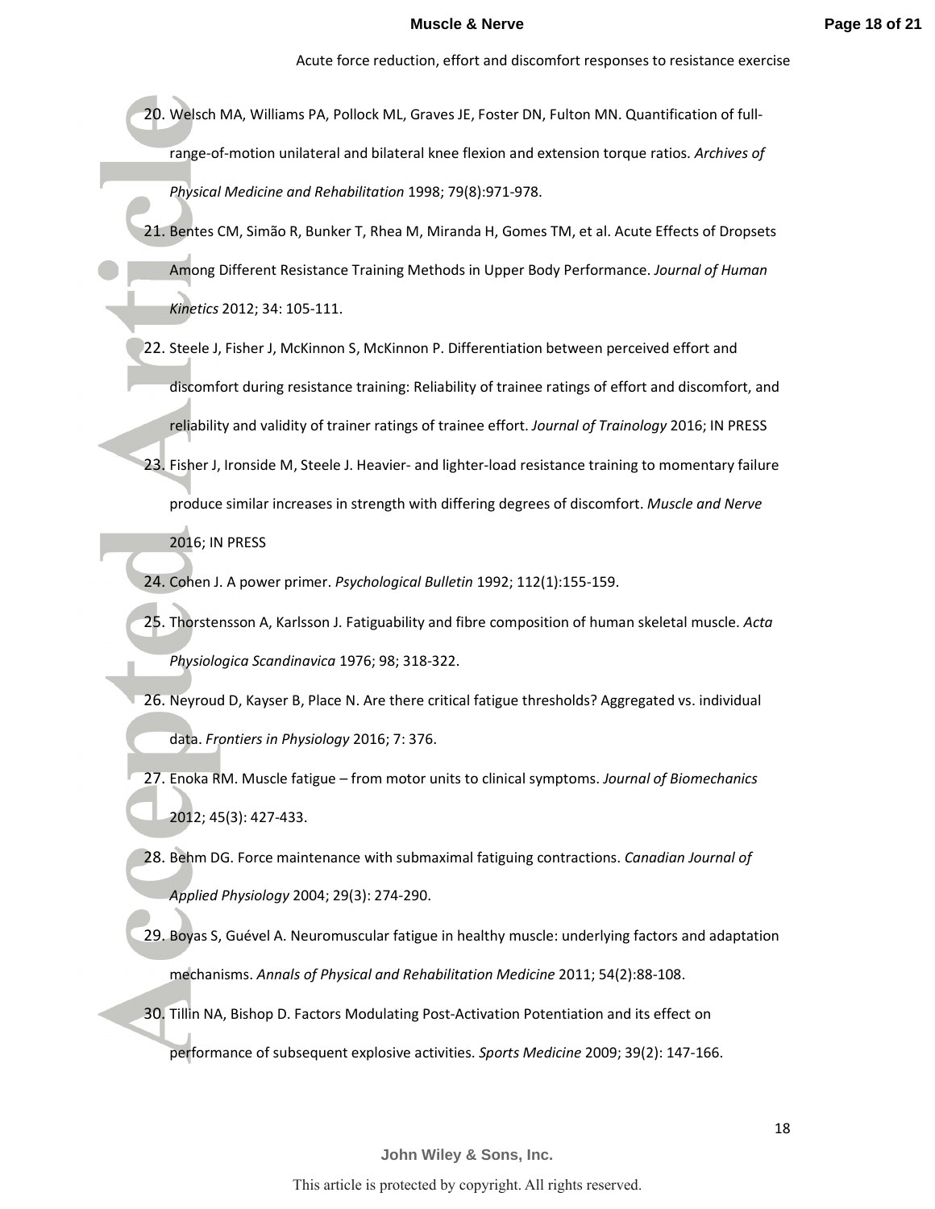20. Welsch MA, Williams PA, Pollock ML, Graves JE, Foster DN, Fulton MN. Quantification of full-range-of-motion unilateral and bilateral knee flexion and extension torque ratios. *Archives of Physical Medicine and Rehabilitation* 1998; 79(8):971-978.
21. Bentes CM, Simão R, Bunker T, Rhea M, Miranda H, Gomes TM, et al. Acute Effects of Dropsets Among Different Resistance Training Methods in Upper Body Performance. *Journal of Human Kinetics* 2012; 34: 105-111.
22. Steele J, Fisher J, McKinnon S, McKinnon P. Differentiation between perceived effort and discomfort during resistance training: Reliability of trainee ratings of effort and discomfort, and reliability and validity of trainer ratings of trainee effort. *Journal of Trainology* 2016; IN PRESS
23. Fisher J, Ironside M, Steele J. Heavier- and lighter-load resistance training to momentary failure produce similar increases in strength with differing degrees of discomfort. *Muscle and Nerve* 2016; IN PRESS
24. Cohen J. A power primer. *Psychological Bulletin* 1992; 112(1):155-159.
25. Thorstensson A, Karlsson J. Fatiguability and fibre composition of human skeletal muscle. *Acta Physiologica Scandinavica* 1976; 98; 318-322.
26. Neyroud D, Kayser B, Place N. Are there critical fatigue thresholds? Aggregated vs. individual data. *Frontiers in Physiology* 2016; 7: 376.
27. Enoka RM. Muscle fatigue – from motor units to clinical symptoms. *Journal of Biomechanics* 2012; 45(3): 427-433.
28. Behm DG. Force maintenance with submaximal fatiguing contractions. *Canadian Journal of Applied Physiology* 2004; 29(3): 274-290.
29. Boyas S, Guével A. Neuromuscular fatigue in healthy muscle: underlying factors and adaptation mechanisms. *Annals of Physical and Rehabilitation Medicine* 2011; 54(2):88-108.
30. Tillin NA, Bishop D. Factors Modulating Post-Activation Potentiation and its effect on performance of subsequent explosive activities. *Sports Medicine* 2009; 39(2): 147-166.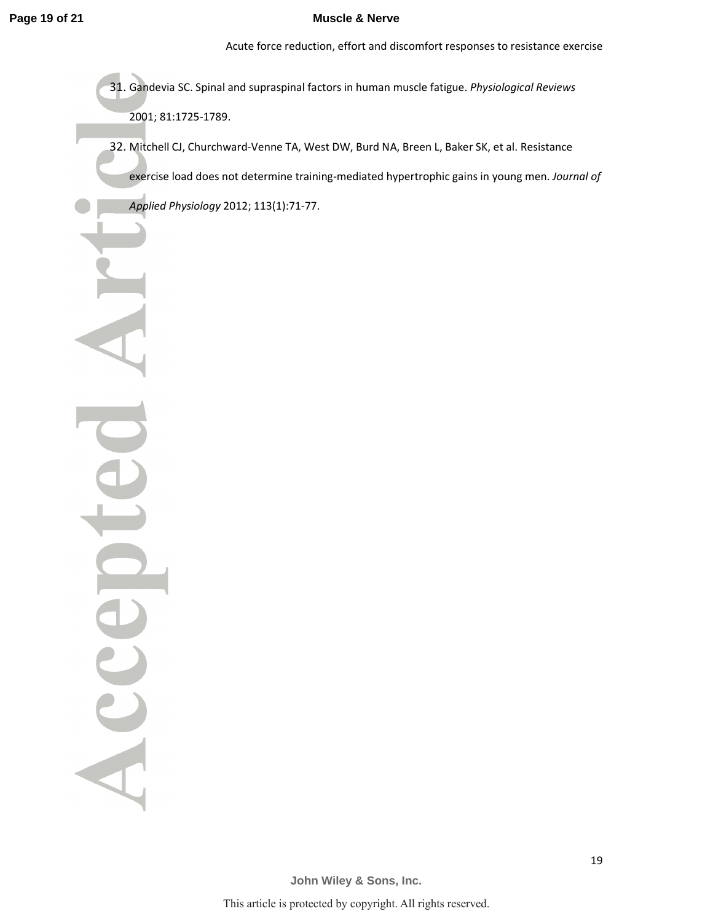31. Gandevia SC. Spinal and supraspinal factors in human muscle fatigue. *Physiological Reviews* 2001; 81:1725-1789.
32. Mitchell CJ, Churchward-Venne TA, West DW, Burd NA, Breen L, Baker SK, et al. Resistance exercise load does not determine training-mediated hypertrophic gains in young men. *Journal of Applied Physiology* 2012; 113(1):71-77.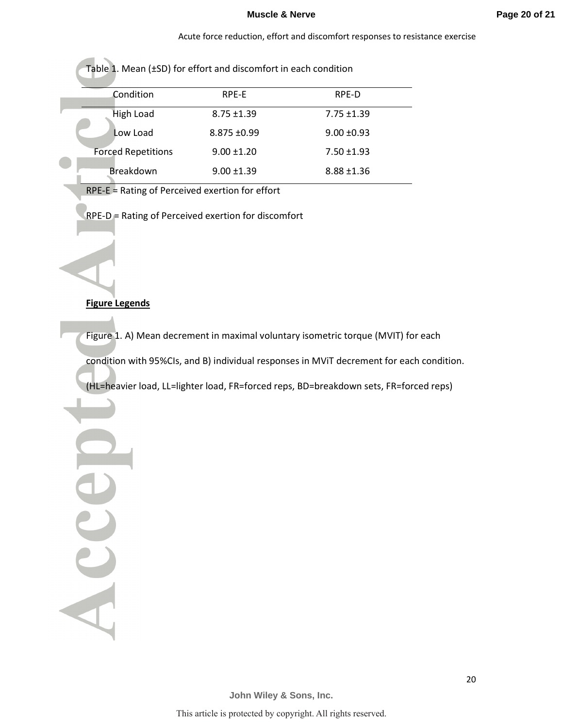Table 1. Mean (±SD) for effort and discomfort in each condition

| Condition | RPE-E | RPE-D |
| --- | --- | --- |
| High Load | 8.75 ±1.39 | 7.75 ±1.39 |
| Low Load | 8.875 ±0.99 | 9.00 ±0.93 |
| Forced Repetitions | 9.00 ±1.20 | 7.50 ±1.93 |
| Breakdown | 9.00 ±1.39 | 8.88 ±1.36 |

RPE-E = Rating of Perceived exertion for effort

RPE-D = Rating of Perceived exertion for discomfort

**Figure Legends**

Figure 1. A) Mean decrement in maximal voluntary isometric torque (MVIT) for each condition with 95%CIs, and B) individual responses in MViT decrement for each condition. (HL=heavier load, LL=lighter load, FR=forced reps, BD=breakdown sets, FR=forced reps)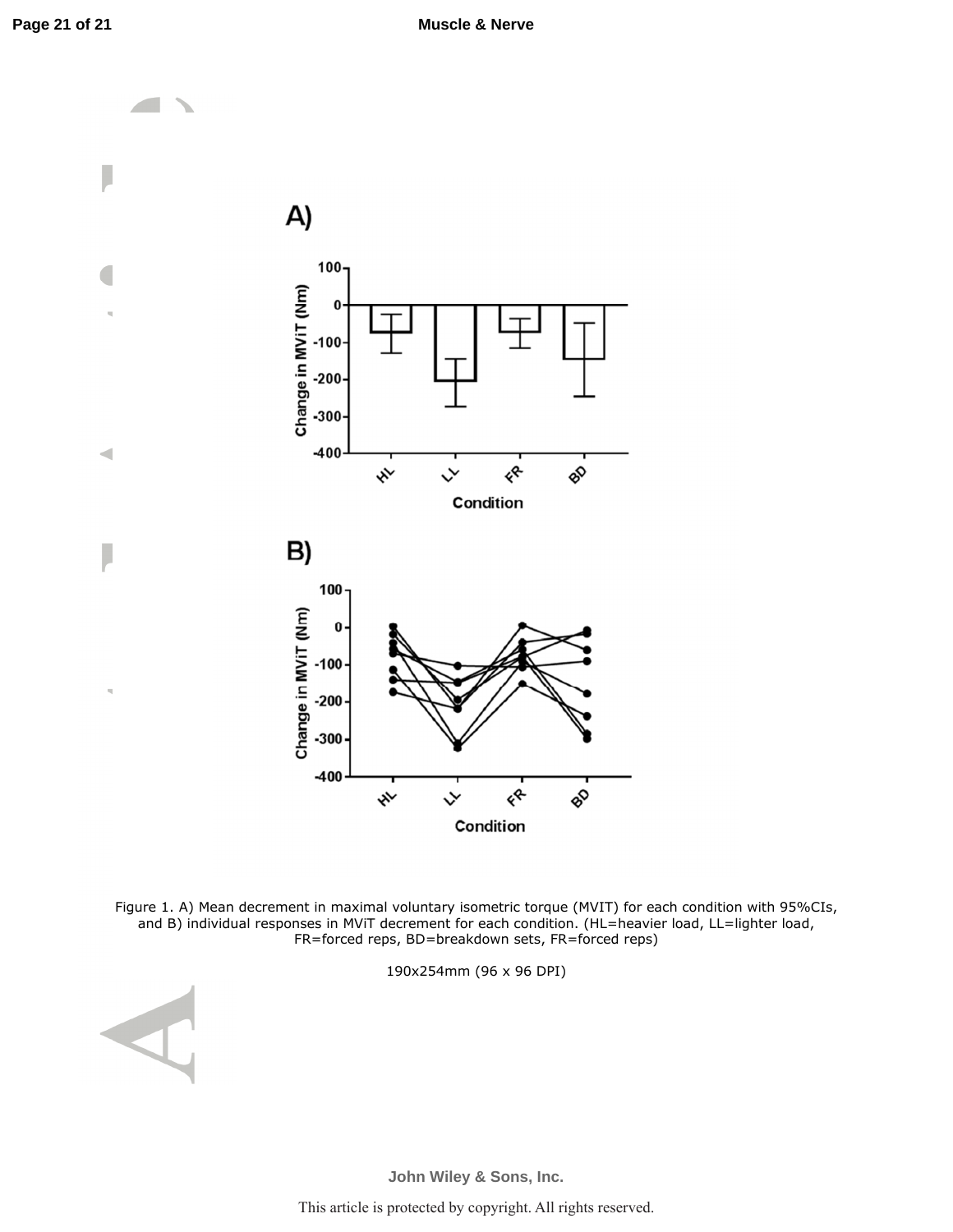A)

100
0
-100
-200
-300
-400

Change in MViT (Nm)

HL
LL
FR
BD

Condition

B)

100
0
-100
-200
-300
-400

Change in MViT (Nm)

HL
LL
FR
BD

Condition

Figure 1. A) Mean decrement in maximal voluntary isometric torque (MVIT) for each condition with 95%CIs, and B) individual responses in MViT decrement for each condition. (HL=heavier load, LL=lighter load, FR=forced reps, BD=breakdown sets, FR=forced reps)

190x254mm (96 x 96 DPI)

This article is protected by copyright. All rights reserved.